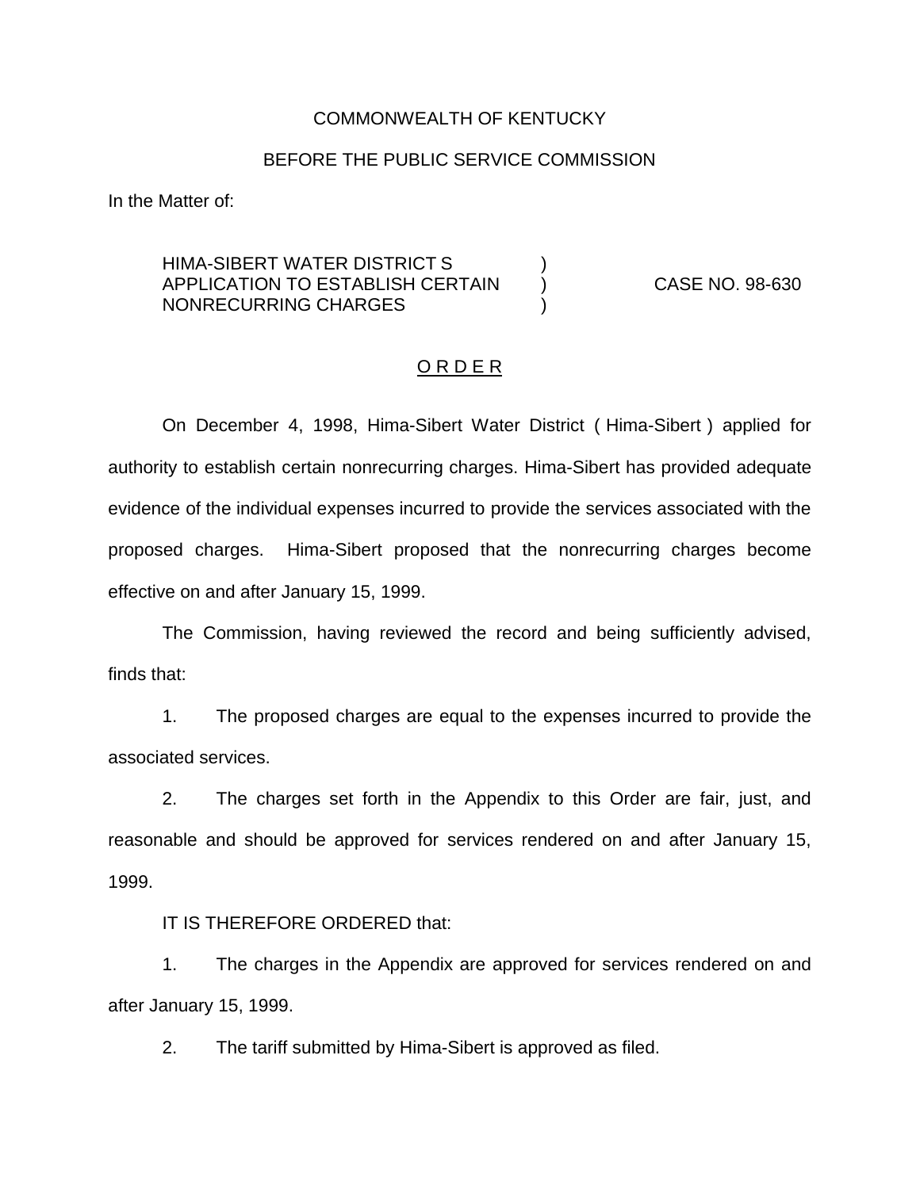COMMONWEALTH OF KENTUCKY

BEFORE THE PUBLIC SERVICE COMMISSION

In the Matter of:

HIMA-SIBERT WATER DISTRICT S )
APPLICATION TO ESTABLISH CERTAIN ) CASE NO. 98-630
NONRECURRING CHARGES )

O R D E R

On December 4, 1998, Hima-Sibert Water District ( Hima-Sibert ) applied for authority to establish certain nonrecurring charges. Hima-Sibert has provided adequate evidence of the individual expenses incurred to provide the services associated with the proposed charges. Hima-Sibert proposed that the nonrecurring charges become effective on and after January 15, 1999.

The Commission, having reviewed the record and being sufficiently advised, finds that:

1. The proposed charges are equal to the expenses incurred to provide the associated services.

2. The charges set forth in the Appendix to this Order are fair, just, and reasonable and should be approved for services rendered on and after January 15, 1999.

IT IS THEREFORE ORDERED that:

1. The charges in the Appendix are approved for services rendered on and after January 15, 1999.

2. The tariff submitted by Hima-Sibert is approved as filed.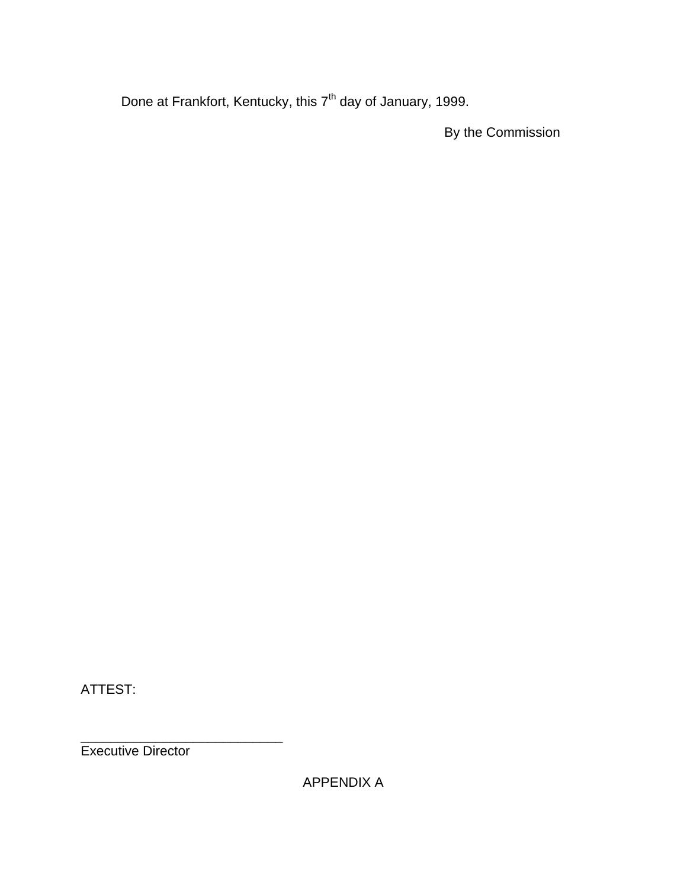Done at Frankfort, Kentucky, this 7th day of January, 1999.

By the Commission

ATTEST:

___________________________
Executive Director

APPENDIX A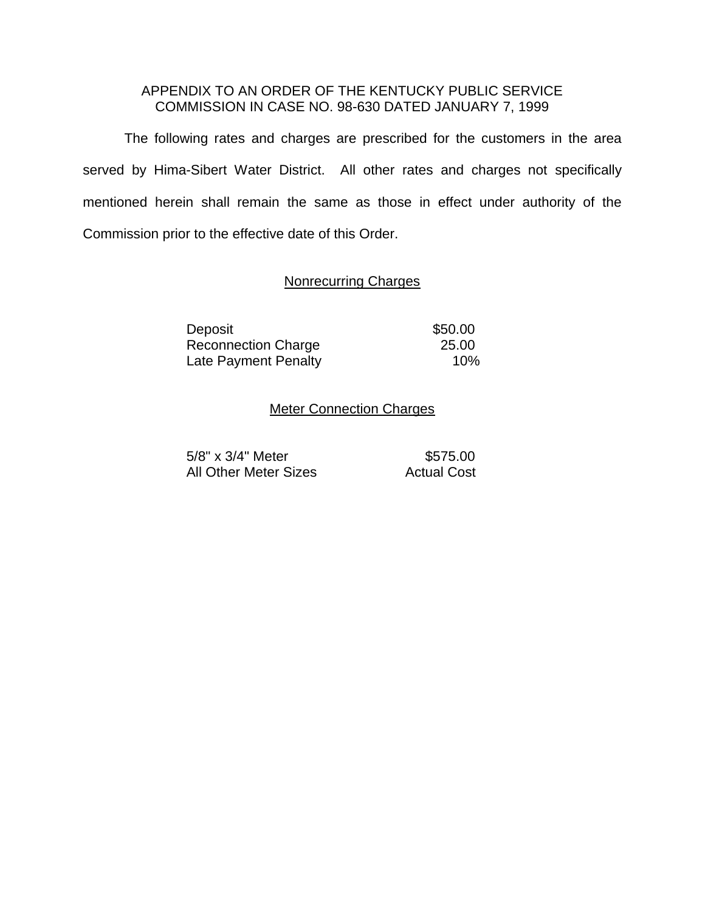APPENDIX TO AN ORDER OF THE KENTUCKY PUBLIC SERVICE COMMISSION IN CASE NO. 98-630 DATED JANUARY 7, 1999

The following rates and charges are prescribed for the customers in the area served by Hima-Sibert Water District. All other rates and charges not specifically mentioned herein shall remain the same as those in effect under authority of the Commission prior to the effective date of this Order.

## Nonrecurring Charges

| | |
|---|---|
| Deposit | $50.00 |
| Reconnection Charge | 25.00 |
| Late Payment Penalty | 10% |

## Meter Connection Charges

| | |
|---|---|
| 5/8" x 3/4" Meter | $575.00 |
| All Other Meter Sizes | Actual Cost |